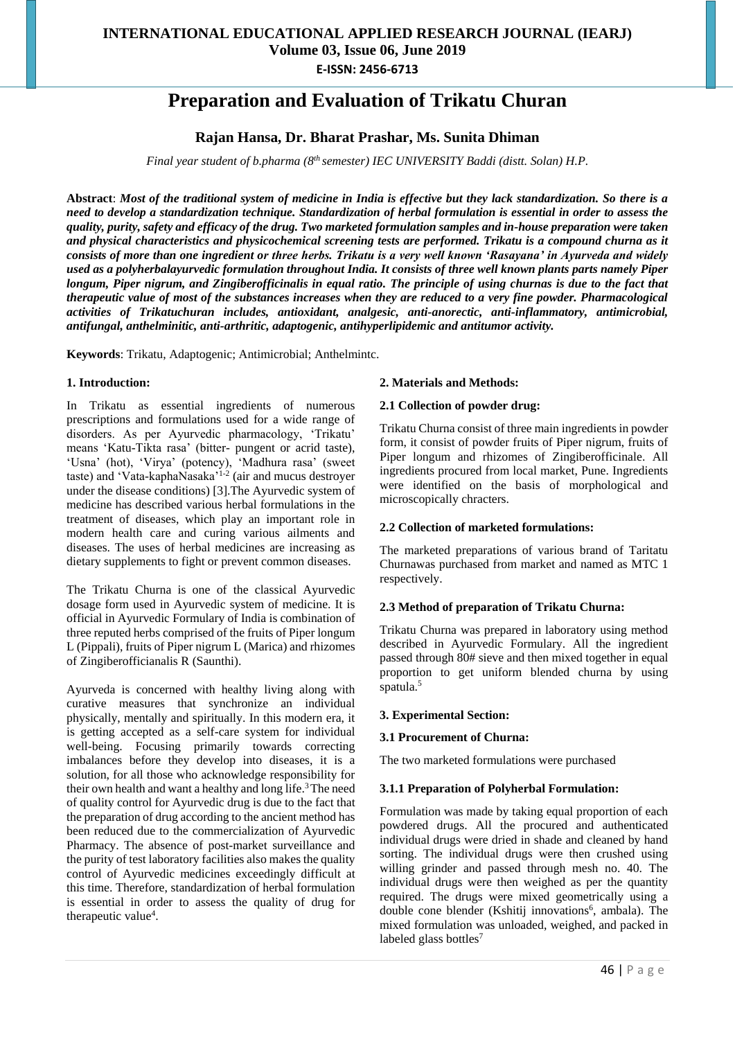# Preparation and Evaluation of Trikatu Churan

## Rajan Hansa, Dr. Bharat Prashar, Ms. Sunita Dhiman

*Final year student of b.pharma (8th semester) IEC UNIVERSITY Baddi (distt. Solan) H.P.*

**Abstract**: ***Most of the traditional system of medicine in India is effective but they lack standardization. So there is a need to develop a standardization technique. Standardization of herbal formulation is essential in order to assess the quality, purity, safety and efficacy of the drug. Two marketed formulation samples and in-house preparation were taken and physical characteristics and physicochemical screening tests are performed. Trikatu is a compound churna as it consists of more than one ingredient or three herbs. Trikatu is a very well known 'Rasayana' in Ayurveda and widely used as a polyherbalayurvedic formulation throughout India. It consists of three well known plants parts namely Piper longum, Piper nigrum, and Zingiberofficinalis in equal ratio. The principle of using churnas is due to the fact that therapeutic value of most of the substances increases when they are reduced to a very fine powder. Pharmacological activities of Trikatuchuran includes, antioxidant, analgesic, anti-anorectic, anti-inflammatory, antimicrobial, antifungal, anthelminitic, anti-arthritic, adaptogenic, antihyperlipidemic and antitumor activity.***

**Keywords**: Trikatu, Adaptogenic; Antimicrobial; Anthelmintc.

### 1. Introduction:

In Trikatu as essential ingredients of numerous prescriptions and formulations used for a wide range of disorders. As per Ayurvedic pharmacology, 'Trikatu' means 'Katu-Tikta rasa' (bitter- pungent or acrid taste), 'Usna' (hot), 'Virya' (potency), 'Madhura rasa' (sweet taste) and 'Vata-kaphaNasaka'[1-2] (air and mucus destroyer under the disease conditions) [3].The Ayurvedic system of medicine has described various herbal formulations in the treatment of diseases, which play an important role in modern health care and curing various ailments and diseases. The uses of herbal medicines are increasing as dietary supplements to fight or prevent common diseases.

The Trikatu Churna is one of the classical Ayurvedic dosage form used in Ayurvedic system of medicine. It is official in Ayurvedic Formulary of India is combination of three reputed herbs comprised of the fruits of Piper longum L (Pippali), fruits of Piper nigrum L (Marica) and rhizomes of Zingiberofficianalis R (Saunthi).

Ayurveda is concerned with healthy living along with curative measures that synchronize an individual physically, mentally and spiritually. In this modern era, it is getting accepted as a self-care system for individual well-being. Focusing primarily towards correcting imbalances before they develop into diseases, it is a solution, for all those who acknowledge responsibility for their own health and want a healthy and long life.[3] The need of quality control for Ayurvedic drug is due to the fact that the preparation of drug according to the ancient method has been reduced due to the commercialization of Ayurvedic Pharmacy. The absence of post-market surveillance and the purity of test laboratory facilities also makes the quality control of Ayurvedic medicines exceedingly difficult at this time. Therefore, standardization of herbal formulation is essential in order to assess the quality of drug for therapeutic value[4].

### 2. Materials and Methods:

#### 2.1 Collection of powder drug:

Trikatu Churna consist of three main ingredients in powder form, it consist of powder fruits of Piper nigrum, fruits of Piper longum and rhizomes of Zingiberofficinale. All ingredients procured from local market, Pune. Ingredients were identified on the basis of morphological and microscopically chracters.

#### 2.2 Collection of marketed formulations:

The marketed preparations of various brand of Taritatu Churnawas purchased from market and named as MTC 1 respectively.

#### 2.3 Method of preparation of Trikatu Churna:

Trikatu Churna was prepared in laboratory using method described in Ayurvedic Formulary. All the ingredient passed through 80# sieve and then mixed together in equal proportion to get uniform blended churna by using spatula.[5]

### 3. Experimental Section:

#### 3.1 Procurement of Churna:

The two marketed formulations were purchased

#### 3.1.1 Preparation of Polyherbal Formulation:

Formulation was made by taking equal proportion of each powdered drugs. All the procured and authenticated individual drugs were dried in shade and cleaned by hand sorting. The individual drugs were then crushed using willing grinder and passed through mesh no. 40. The individual drugs were then weighed as per the quantity required. The drugs were mixed geometrically using a double cone blender (Kshitij innovations[6], ambala). The mixed formulation was unloaded, weighed, and packed in labeled glass bottles[7]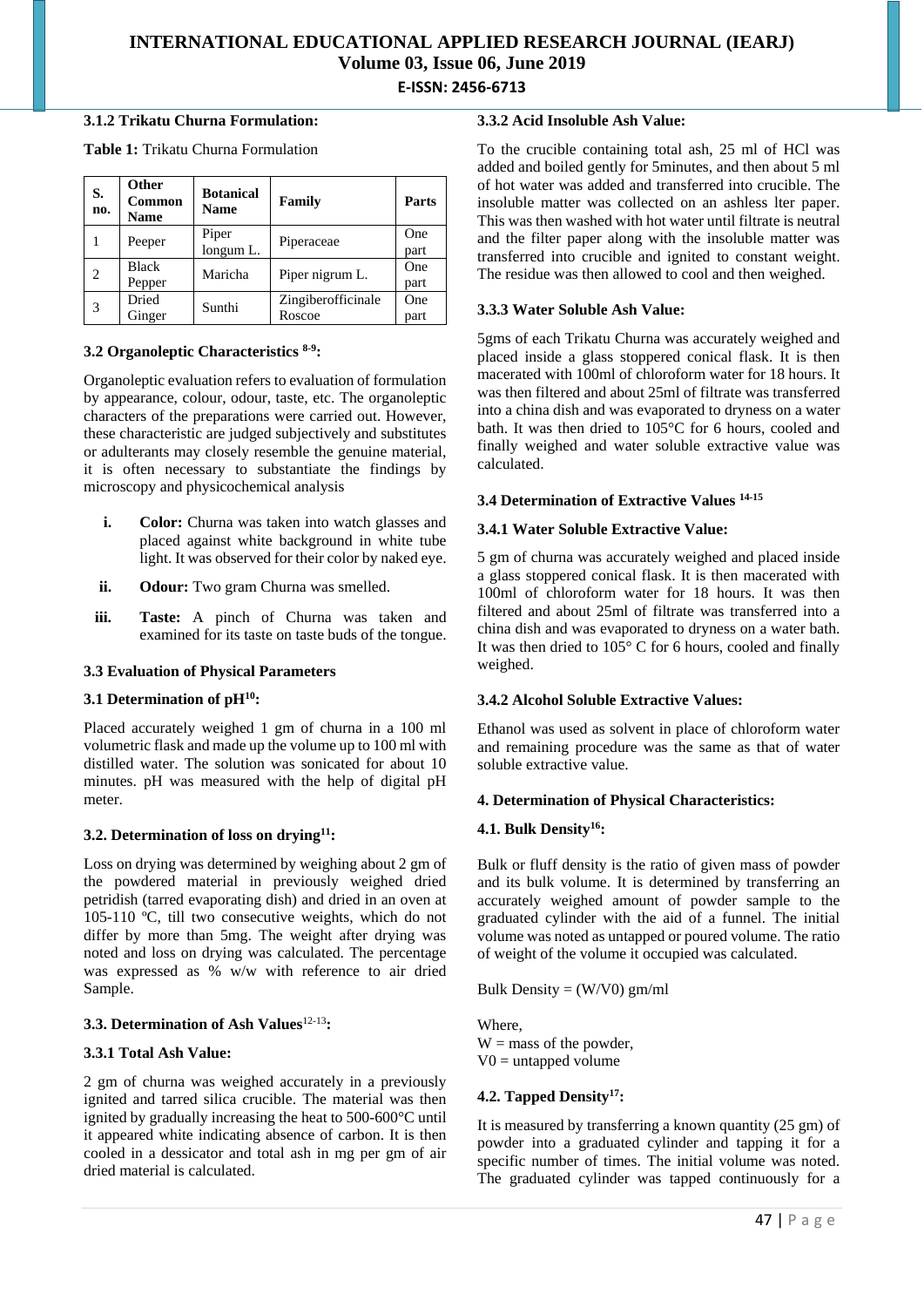### 3.1.2 Trikatu Churna Formulation:

**Table 1:** Trikatu Churna Formulation

| S. no. | Other Common Name | Botanical Name | Family | Parts |
|---|---|---|---|---|
| 1 | Peeper | Piper longum L. | Piperaceae | One part |
| 2 | Black Pepper | Maricha | Piper nigrum L. | One part |
| 3 | Dried Ginger | Sunthi | Zingiberofficinale Roscoe | One part |

### 3.2 Organoleptic Characteristics [8-9]:

Organoleptic evaluation refers to evaluation of formulation by appearance, colour, odour, taste, etc. The organoleptic characters of the preparations were carried out. However, these characteristic are judged subjectively and substitutes or adulterants may closely resemble the genuine material, it is often necessary to substantiate the findings by microscopy and physicochemical analysis

- **i. Color:** Churna was taken into watch glasses and placed against white background in white tube light. It was observed for their color by naked eye.
- **ii. Odour:** Two gram Churna was smelled.
- **iii. Taste:** A pinch of Churna was taken and examined for its taste on taste buds of the tongue.

### 3.3 Evaluation of Physical Parameters

### 3.1 Determination of pH[10]:

Placed accurately weighed 1 gm of churna in a 100 ml volumetric flask and made up the volume up to 100 ml with distilled water. The solution was sonicated for about 10 minutes. pH was measured with the help of digital pH meter.

### 3.2. Determination of loss on drying[11]:

Loss on drying was determined by weighing about 2 gm of the powdered material in previously weighed dried petridish (tarred evaporating dish) and dried in an oven at 105-110 ºC, till two consecutive weights, which do not differ by more than 5mg. The weight after drying was noted and loss on drying was calculated. The percentage was expressed as % w/w with reference to air dried Sample.

### 3.3. Determination of Ash Values[12-13]:

#### 3.3.1 Total Ash Value:

2 gm of churna was weighed accurately in a previously ignited and tarred silica crucible. The material was then ignited by gradually increasing the heat to 500-600°C until it appeared white indicating absence of carbon. It is then cooled in a dessicator and total ash in mg per gm of air dried material is calculated.

#### 3.3.2 Acid Insoluble Ash Value:

To the crucible containing total ash, 25 ml of HCl was added and boiled gently for 5minutes, and then about 5 ml of hot water was added and transferred into crucible. The insoluble matter was collected on an ashless lter paper. This was then washed with hot water until filtrate is neutral and the filter paper along with the insoluble matter was transferred into crucible and ignited to constant weight. The residue was then allowed to cool and then weighed.

#### 3.3.3 Water Soluble Ash Value:

5gms of each Trikatu Churna was accurately weighed and placed inside a glass stoppered conical flask. It is then macerated with 100ml of chloroform water for 18 hours. It was then filtered and about 25ml of filtrate was transferred into a china dish and was evaporated to dryness on a water bath. It was then dried to 105°C for 6 hours, cooled and finally weighed and water soluble extractive value was calculated.

### 3.4 Determination of Extractive Values [14-15]

#### 3.4.1 Water Soluble Extractive Value:

5 gm of churna was accurately weighed and placed inside a glass stoppered conical flask. It is then macerated with 100ml of chloroform water for 18 hours. It was then filtered and about 25ml of filtrate was transferred into a china dish and was evaporated to dryness on a water bath. It was then dried to 105° C for 6 hours, cooled and finally weighed.

#### 3.4.2 Alcohol Soluble Extractive Values:

Ethanol was used as solvent in place of chloroform water and remaining procedure was the same as that of water soluble extractive value.

## 4. Determination of Physical Characteristics:

### 4.1. Bulk Density[16]:

Bulk or fluff density is the ratio of given mass of powder and its bulk volume. It is determined by transferring an accurately weighed amount of powder sample to the graduated cylinder with the aid of a funnel. The initial volume was noted as untapped or poured volume. The ratio of weight of the volume it occupied was calculated.

Bulk Density = $(W/V0)$ gm/ml

Where,
$W$ = mass of the powder,
$V0$ = untapped volume

### 4.2. Tapped Density[17]:

It is measured by transferring a known quantity (25 gm) of powder into a graduated cylinder and tapping it for a specific number of times. The initial volume was noted. The graduated cylinder was tapped continuously for a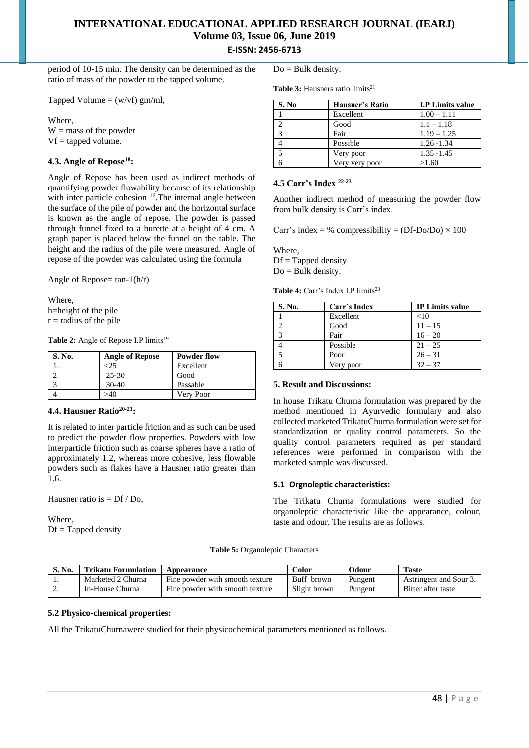period of 10-15 min. The density can be determined as the ratio of mass of the powder to the tapped volume.

Tapped Volume = (w/vf) gm/ml,

Where,
W = mass of the powder
Vf = tapped volume.

### 4.3. Angle of Repose[18]:

Angle of Repose has been used as indirect methods of quantifying powder flowability because of its relationship with inter particle cohesion [16].The internal angle between the surface of the pile of powder and the horizontal surface is known as the angle of repose. The powder is passed through funnel fixed to a burette at a height of 4 cm. A graph paper is placed below the funnel on the table. The height and the radius of the pile were measured. Angle of repose of the powder was calculated using the formula

Angle of Repose= tan-1(h/r)

Where,
h=height of the pile
r = radius of the pile

**Table 2:** Angle of Repose I.P limits[19]

| S. No. | Angle of Repose | Powder flow |
|---|---|---|
| 1. | <25 | Excellent |
| 2 | 25-30 | Good |
| 3 | 30-40 | Passable |
| 4 | >40 | Very Poor |

### 4.4. Hausner Ratio[20-21]:

It is related to inter particle friction and as such can be used to predict the powder flow properties. Powders with low interparticle friction such as coarse spheres have a ratio of approximately 1.2, whereas more cohesive, less flowable powders such as flakes have a Hausner ratio greater than 1.6.

Hausner ratio is = Df / Do,

Where,
Df = Tapped density
Do = Bulk density.

**Table 3:** Hausners ratio limits[21]

| S. No | Hausner's Ratio | I.P Limits value |
|---|---|---|
| 1 | Excellent | 1.00 – 1.11 |
| 2 | Good | 1.1 – 1.18 |
| 3 | Fair | 1.19 – 1.25 |
| 4 | Possible | 1.26 -1.34 |
| 5 | Very poor | 1.35 -1.45 |
| 6 | Very very poor | >1.60 |

### 4.5 Carr's Index [22-23]

Another indirect method of measuring the powder flow from bulk density is Carr's index.

Carr's index = % compressibility = (Df-Do/Do) × 100

Where,
Df = Tapped density
Do = Bulk density.

**Table 4:** Carr's Index I.P limits[23]

| S. No. | Carr's Index | IP Limits value |
|---|---|---|
| 1 | Excellent | <10 |
| 2 | Good | 11 – 15 |
| 3 | Fair | 16 – 20 |
| 4 | Possible | 21 – 25 |
| 5 | Poor | 26 – 31 |
| 6 | Very poor | 32 – 37 |

## 5. Result and Discussions:

In house Trikatu Churna formulation was prepared by the method mentioned in Ayurvedic formulary and also collected marketed TrikatuChurna formulation were set for standardization or quality control parameters. So the quality control parameters required as per standard references were performed in comparison with the marketed sample was discussed.

### 5.1 Orgnoleptic characteristics:

The Trikatu Churna formulations were studied for organoleptic characteristic like the appearance, colour, taste and odour. The results are as follows.

**Table 5:** Organoleptic Characters

| S. No. | Trikatu Formulation | Appearance | Color | Odour | Taste |
|---|---|---|---|---|---|
| 1. | Marketed 2 Churna | Fine powder with smooth texture | Buff brown | Pungent | Astringent and Sour 3. |
| 2. | In-House Churna | Fine powder with smooth texture | Slight brown | Pungent | Bitter after taste |

### 5.2 Physico-chemical properties:

All the TrikatuChurnawere studied for their physicochemical parameters mentioned as follows.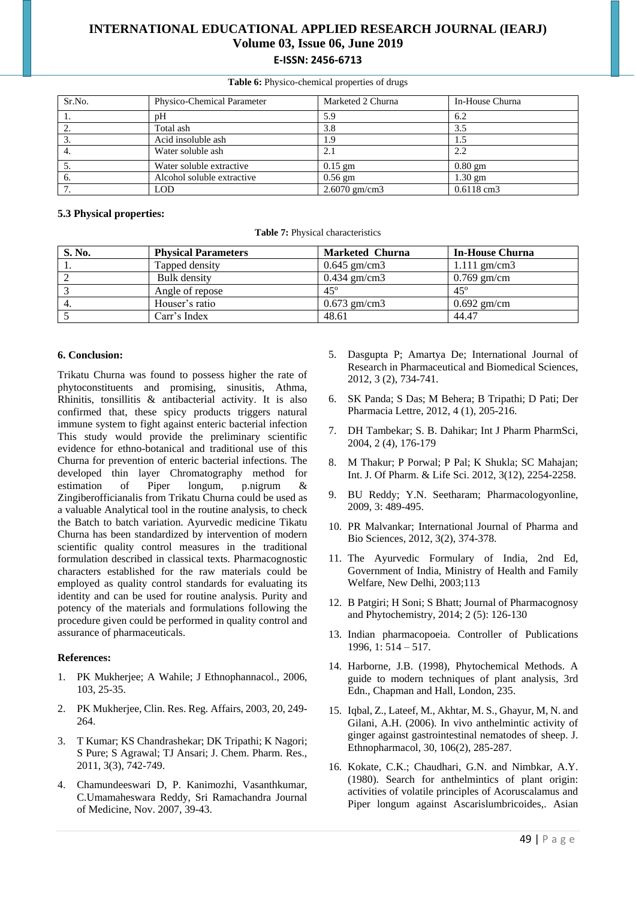**Table 6:** Physico-chemical properties of drugs

| Sr.No. | Physico-Chemical Parameter | Marketed 2 Churna | In-House Churna |
|---|---|---|---|
| 1. | pH | 5.9 | 6.2 |
| 2. | Total ash | 3.8 | 3.5 |
| 3. | Acid insoluble ash | 1.9 | 1.5 |
| 4. | Water soluble ash | 2.1 | 2.2 |
| 5. | Water soluble extractive | 0.15 gm | 0.80 gm |
| 6. | Alcohol soluble extractive | 0.56 gm | 1.30 gm |
| 7. | LOD | 2.6070 gm/cm3 | 0.6118 cm3 |

### 5.3 Physical properties:

**Table 7:** Physical characteristics

| S. No. | Physical Parameters | Marketed Churna | In-House Churna |
|---|---|---|---|
| 1. | Tapped density | 0.645 gm/cm3 | 1.111 gm/cm3 |
| 2 | Bulk density | 0.434 gm/cm3 | 0.769 gm/cm |
| 3 | Angle of repose | $45^{o}$ | $45^{o}$ |
| 4. | Houser's ratio | 0.673 gm/cm3 | 0.692 gm/cm |
| 5 | Carr's Index | 48.61 | 44.47 |

## 6. Conclusion:

Trikatu Churna was found to possess higher the rate of phytoconstituents and promising, sinusitis, Athma, Rhinitis, tonsillitis & antibacterial activity. It is also confirmed that, these spicy products triggers natural immune system to fight against enteric bacterial infection This study would provide the preliminary scientific evidence for ethno-botanical and traditional use of this Churna for prevention of enteric bacterial infections. The developed thin layer Chromatography method for estimation of Piper longum, p.nigrum & Zingiberofficianalis from Trikatu Churna could be used as a valuable Analytical tool in the routine analysis, to check the Batch to batch variation. Ayurvedic medicine Tikatu Churna has been standardized by intervention of modern scientific quality control measures in the traditional formulation described in classical texts. Pharmacognostic characters established for the raw materials could be employed as quality control standards for evaluating its identity and can be used for routine analysis. Purity and potency of the materials and formulations following the procedure given could be performed in quality control and assurance of pharmaceuticals.

## References:

1. PK Mukherjee; A Wahile; J Ethnophannacol., 2006, 103, 25-35.
2. PK Mukherjee, Clin. Res. Reg. Affairs, 2003, 20, 249-264.
3. T Kumar; KS Chandrashekar; DK Tripathi; K Nagori; S Pure; S Agrawal; TJ Ansari; J. Chem. Pharm. Res., 2011, 3(3), 742-749.
4. Chamundeeswari D, P. Kanimozhi, Vasanthkumar, C.Umamaheswara Reddy, Sri Ramachandra Journal of Medicine, Nov. 2007, 39-43.
5. Dasgupta P; Amartya De; International Journal of Research in Pharmaceutical and Biomedical Sciences, 2012, 3 (2), 734-741.
6. SK Panda; S Das; M Behera; B Tripathi; D Pati; Der Pharmacia Lettre, 2012, 4 (1), 205-216.
7. DH Tambekar; S. B. Dahikar; Int J Pharm PharmSci, 2004, 2 (4), 176-179
8. M Thakur; P Porwal; P Pal; K Shukla; SC Mahajan; Int. J. Of Pharm. & Life Sci. 2012, 3(12), 2254-2258.
9. BU Reddy; Y.N. Seetharam; Pharmacologyonline, 2009, 3: 489-495.
10. PR Malvankar; International Journal of Pharma and Bio Sciences, 2012, 3(2), 374-378.
11. The Ayurvedic Formulary of India, 2nd Ed, Government of India, Ministry of Health and Family Welfare, New Delhi, 2003;113
12. B Patgiri; H Soni; S Bhatt; Journal of Pharmacognosy and Phytochemistry, 2014; 2 (5): 126-130
13. Indian pharmacopoeia. Controller of Publications 1996, 1: 514 – 517.
14. Harborne, J.B. (1998), Phytochemical Methods. A guide to modern techniques of plant analysis, 3rd Edn., Chapman and Hall, London, 235.
15. Iqbal, Z., Lateef, M., Akhtar, M. S., Ghayur, M, N. and Gilani, A.H. (2006). In vivo anthelmintic activity of ginger against gastrointestinal nematodes of sheep. J. Ethnopharmacol, 30, 106(2), 285-287.
16. Kokate, C.K.; Chaudhari, G.N. and Nimbkar, A.Y. (1980). Search for anthelmintics of plant origin: activities of volatile principles of Acoruscalamus and Piper longum against Ascarislumbricoides,. Asian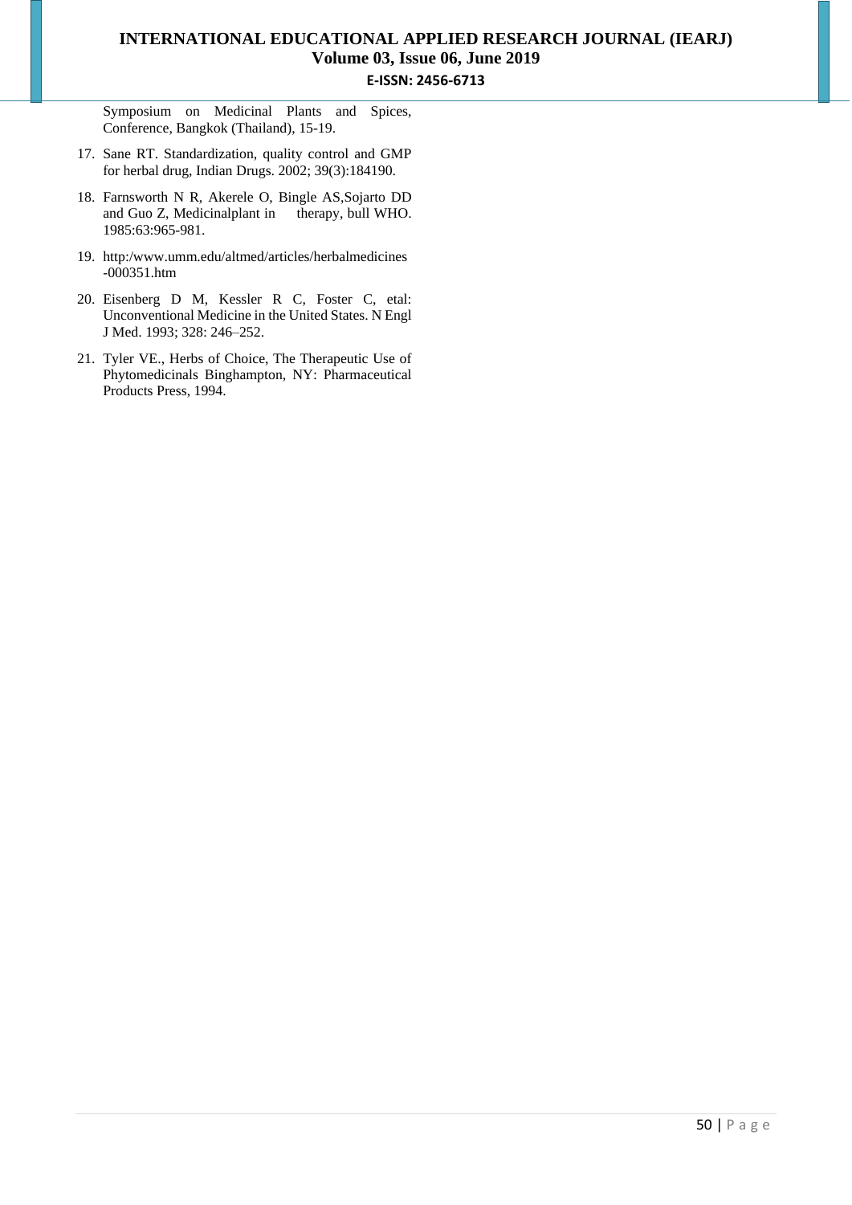Symposium on Medicinal Plants and Spices, Conference, Bangkok (Thailand), 15-19.

17. Sane RT. Standardization, quality control and GMP for herbal drug, Indian Drugs. 2002; 39(3):184190.
18. Farnsworth N R, Akerele O, Bingle AS,Sojarto DD and Guo Z, Medicinalplant in therapy, bull WHO. 1985:63:965-981.
19. http:/www.umm.edu/altmed/articles/herbalmedicines-000351.htm
20. Eisenberg D M, Kessler R C, Foster C, etal: Unconventional Medicine in the United States. N Engl J Med. 1993; 328: 246–252.
21. Tyler VE., Herbs of Choice, The Therapeutic Use of Phytomedicinals Binghampton, NY: Pharmaceutical Products Press, 1994.